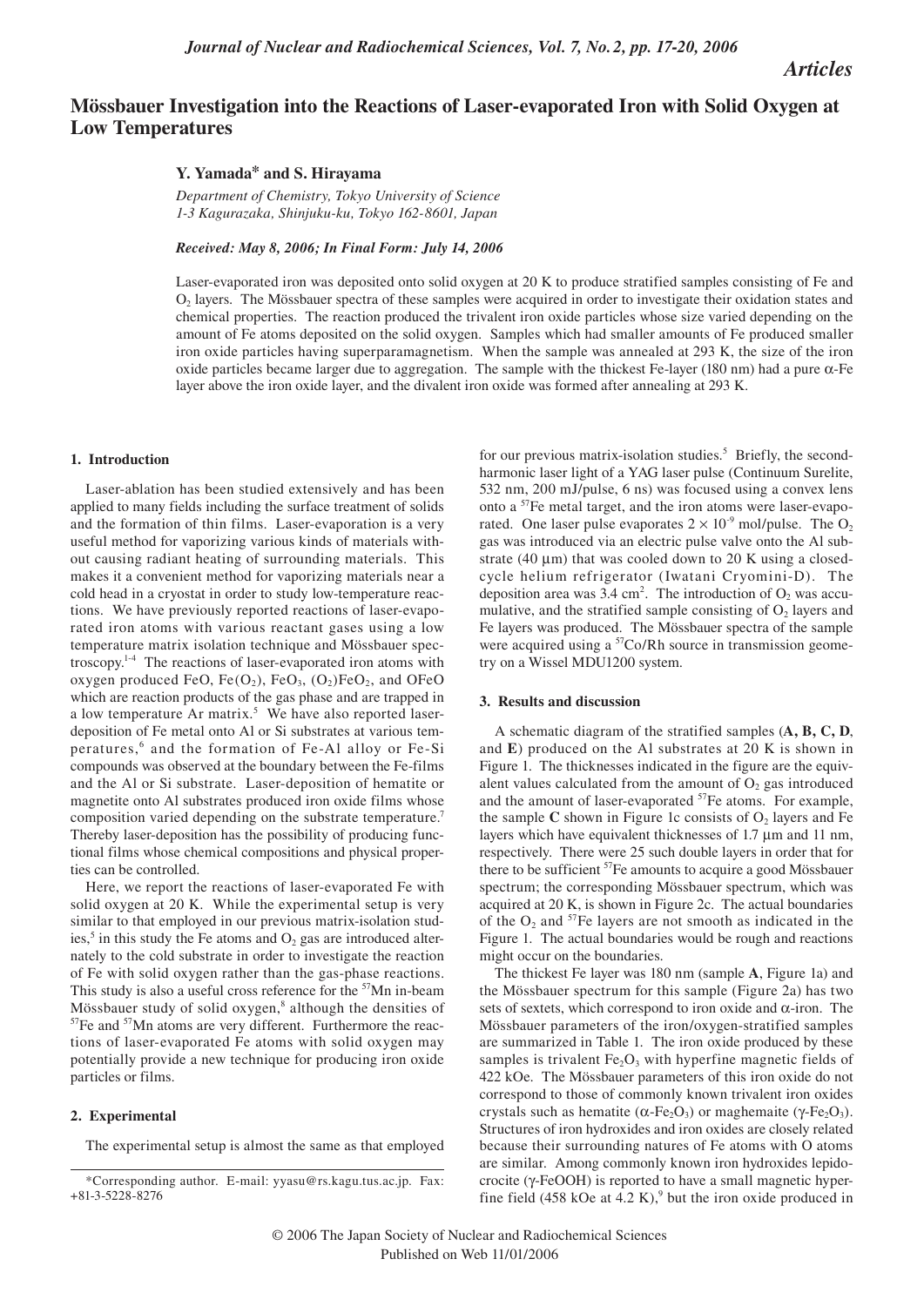*Articles*

# Mössbauer Investigation into the Reactions of Laser-evaporated Iron with Solid Oxygen at Low Temperatures

**Y. Yamada* and S. Hirayama**

*Department of Chemistry, Tokyo University of Science*
*1-3 Kagurazaka, Shinjuku-ku, Tokyo 162-8601, Japan*

*Received: May 8, 2006; In Final Form: July 14, 2006*

Laser-evaporated iron was deposited onto solid oxygen at 20 K to produce stratified samples consisting of Fe and $O_2$ layers. The Mössbauer spectra of these samples were acquired in order to investigate their oxidation states and chemical properties. The reaction produced the trivalent iron oxide particles whose size varied depending on the amount of Fe atoms deposited on the solid oxygen. Samples which had smaller amounts of Fe produced smaller iron oxide particles having superparamagnetism. When the sample was annealed at 293 K, the size of the iron oxide particles became larger due to aggregation. The sample with the thickest Fe-layer (180 nm) had a pure α-Fe layer above the iron oxide layer, and the divalent iron oxide was formed after annealing at 293 K.

## 1. Introduction

Laser-ablation has been studied extensively and has been applied to many fields including the surface treatment of solids and the formation of thin films. Laser-evaporation is a very useful method for vaporizing various kinds of materials without causing radiant heating of surrounding materials. This makes it a convenient method for vaporizing materials near a cold head in a cryostat in order to study low-temperature reactions. We have previously reported reactions of laser-evaporated iron atoms with various reactant gases using a low temperature matrix isolation technique and Mössbauer spectroscopy.[1-4] The reactions of laser-evaporated iron atoms with oxygen produced FeO, $Fe(O_2)$, $FeO_3$, $(O_2)FeO_2$, and OFeO which are reaction products of the gas phase and are trapped in a low temperature Ar matrix.[5] We have also reported laser-deposition of Fe metal onto Al or Si substrates at various temperatures,[6] and the formation of Fe-Al alloy or Fe-Si compounds was observed at the boundary between the Fe-films and the Al or Si substrate. Laser-deposition of hematite or magnetite onto Al substrates produced iron oxide films whose composition varied depending on the substrate temperature.[7] Thereby laser-deposition has the possibility of producing functional films whose chemical compositions and physical properties can be controlled.

Here, we report the reactions of laser-evaporated Fe with solid oxygen at 20 K. While the experimental setup is very similar to that employed in our previous matrix-isolation studies,[5] in this study the Fe atoms and $O_2$ gas are introduced alternately to the cold substrate in order to investigate the reaction of Fe with solid oxygen rather than the gas-phase reactions. This study is also a useful cross reference for the $^{57}$Mn in-beam Mössbauer study of solid oxygen,[8] although the densities of $^{57}$Fe and $^{57}$Mn atoms are very different. Furthermore the reactions of laser-evaporated Fe atoms with solid oxygen may potentially provide a new technique for producing iron oxide particles or films.

## 2. Experimental

The experimental setup is almost the same as that employed for our previous matrix-isolation studies.[5] Briefly, the second-harmonic laser light of a YAG laser pulse (Continuum Surelite, 532 nm, 200 mJ/pulse, 6 ns) was focused using a convex lens onto a $^{57}$Fe metal target, and the iron atoms were laser-evaporated. One laser pulse evaporates $2 \times 10^{-9}$ mol/pulse. The $O_2$ gas was introduced via an electric pulse valve onto the Al substrate (40 μm) that was cooled down to 20 K using a closed-cycle helium refrigerator (Iwatani Cryomini-D). The deposition area was 3.4 cm$^2$. The introduction of $O_2$ was accumulative, and the stratified sample consisting of $O_2$ layers and Fe layers was produced. The Mössbauer spectra of the sample were acquired using a $^{57}$Co/Rh source in transmission geometry on a Wissel MDU1200 system.

## 3. Results and discussion

A schematic diagram of the stratified samples (**A, B, C, D**, and **E**) produced on the Al substrates at 20 K is shown in Figure 1. The thicknesses indicated in the figure are the equivalent values calculated from the amount of $O_2$ gas introduced and the amount of laser-evaporated $^{57}$Fe atoms. For example, the sample **C** shown in Figure 1c consists of $O_2$ layers and Fe layers which have equivalent thicknesses of 1.7 μm and 11 nm, respectively. There were 25 such double layers in order that for there to be sufficient $^{57}$Fe amounts to acquire a good Mössbauer spectrum; the corresponding Mössbauer spectrum, which was acquired at 20 K, is shown in Figure 2c. The actual boundaries of the $O_2$ and $^{57}$Fe layers are not smooth as indicated in the Figure 1. The actual boundaries would be rough and reactions might occur on the boundaries.

The thickest Fe layer was 180 nm (sample **A**, Figure 1a) and the Mössbauer spectrum for this sample (Figure 2a) has two sets of sextets, which correspond to iron oxide and α-iron. The Mössbauer parameters of the iron/oxygen-stratified samples are summarized in Table 1. The iron oxide produced by these samples is trivalent $Fe_2O_3$ with hyperfine magnetic fields of 422 kOe. The Mössbauer parameters of this iron oxide do not correspond to those of commonly known trivalent iron oxides crystals such as hematite (α-$Fe_2O_3$) or maghemaite (γ-$Fe_2O_3$). Structures of iron hydroxides and iron oxides are closely related because their surrounding natures of Fe atoms with O atoms are similar. Among commonly known iron hydroxides lepidocrocite (γ-FeOOH) is reported to have a small magnetic hyperfine field (458 kOe at 4.2 K),[9] but the iron oxide produced in

*Corresponding author. E-mail: yyasu@rs.kagu.tus.ac.jp. Fax: +81-3-5228-8276

© 2006 The Japan Society of Nuclear and Radiochemical Sciences
Published on Web 11/01/2006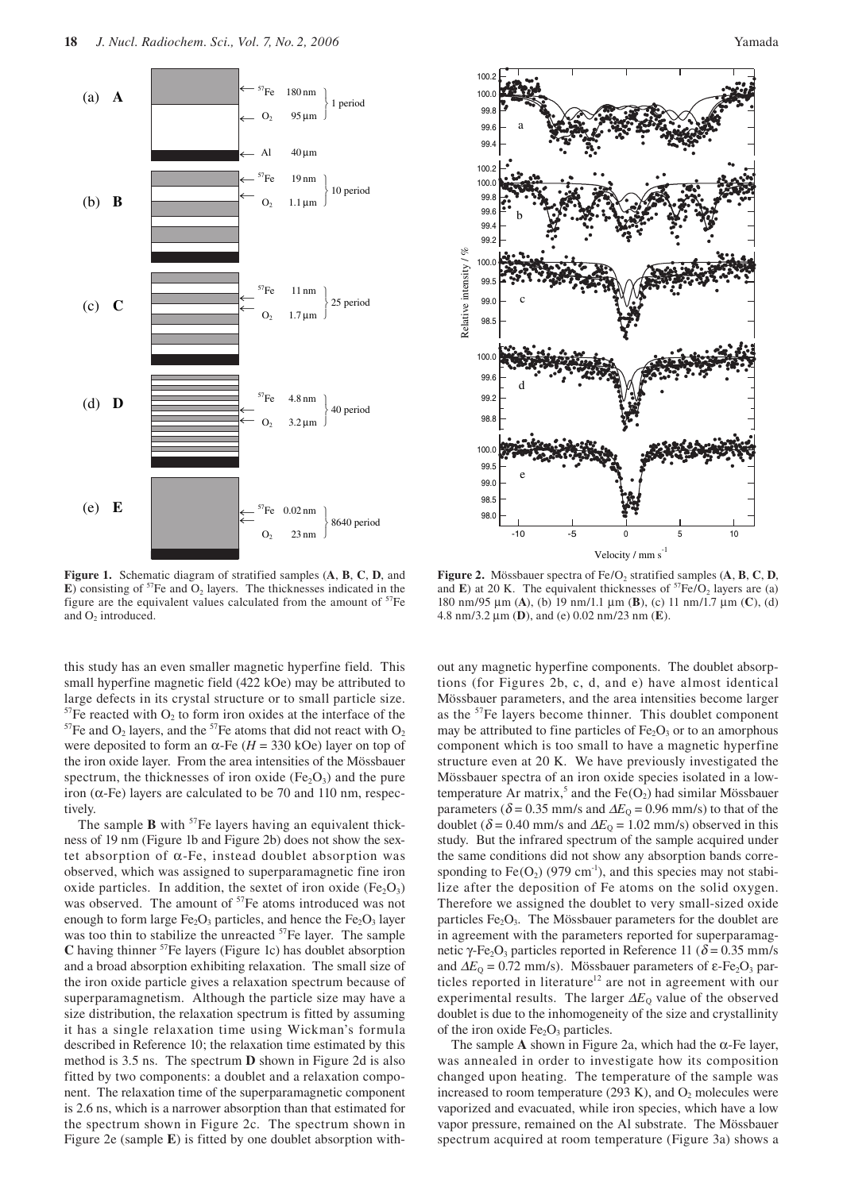**Figure 1.** Schematic diagram of stratified samples (**A**, **B**, **C**, **D**, and **E**) consisting of $^{57}Fe$ and $O_2$ layers. The thicknesses indicated in the figure are the equivalent values calculated from the amount of $^{57}Fe$ and $O_2$ introduced.

**Figure 2.** Mössbauer spectra of $Fe/O_2$ stratified samples (**A**, **B**, **C**, **D**, and **E**) at 20 K. The equivalent thicknesses of $^{57}Fe/O_2$ layers are (a) 180 nm/95 μm (**A**), (b) 19 nm/1.1 μm (**B**), (c) 11 nm/1.7 μm (**C**), (d) 4.8 nm/3.2 μm (**D**), and (e) 0.02 nm/23 nm (**E**).

this study has an even smaller magnetic hyperfine field. This small hyperfine magnetic field (422 kOe) may be attributed to large defects in its crystal structure or to small particle size. $^{57}Fe$ reacted with $O_2$ to form iron oxides at the interface of the $^{57}Fe$ and $O_2$ layers, and the $^{57}Fe$ atoms that did not react with $O_2$ were deposited to form an α-Fe ($H$ = 330 kOe) layer on top of the iron oxide layer. From the area intensities of the Mössbauer spectrum, the thicknesses of iron oxide ($Fe_2O_3$) and the pure iron (α-Fe) layers are calculated to be 70 and 110 nm, respectively.

The sample **B** with $^{57}Fe$ layers having an equivalent thickness of 19 nm (Figure 1b and Figure 2b) does not show the sextet absorption of α-Fe, instead doublet absorption was observed, which was assigned to superparamagnetic fine iron oxide particles. In addition, the sextet of iron oxide ($Fe_2O_3$) was observed. The amount of $^{57}Fe$ atoms introduced was not enough to form large $Fe_2O_3$ particles, and hence the $Fe_2O_3$ layer was too thin to stabilize the unreacted $^{57}Fe$ layer. The sample **C** having thinner $^{57}Fe$ layers (Figure 1c) has doublet absorption and a broad absorption exhibiting relaxation. The small size of the iron oxide particle gives a relaxation spectrum because of superparamagnetism. Although the particle size may have a size distribution, the relaxation spectrum is fitted by assuming it has a single relaxation time using Wickman's formula described in Reference 10; the relaxation time estimated by this method is 3.5 ns. The spectrum **D** shown in Figure 2d is also fitted by two components: a doublet and a relaxation component. The relaxation time of the superparamagnetic component is 2.6 ns, which is a narrower absorption than that estimated for the spectrum shown in Figure 2c. The spectrum shown in Figure 2e (sample **E**) is fitted by one doublet absorption without any magnetic hyperfine components. The doublet absorptions (for Figures 2b, c, d, and e) have almost identical Mössbauer parameters, and the area intensities become larger as the $^{57}Fe$ layers become thinner. This doublet component may be attributed to fine particles of $Fe_2O_3$ or to an amorphous component which is too small to have a magnetic hyperfine structure even at 20 K. We have previously investigated the Mössbauer spectra of an iron oxide species isolated in a low-temperature Ar matrix,[5] and the $Fe(O_2)$ had similar Mössbauer parameters ($\delta$ = 0.35 mm/s and $\Delta E_Q$ = 0.96 mm/s) to that of the doublet ($\delta$ = 0.40 mm/s and $\Delta E_Q$ = 1.02 mm/s) observed in this study. But the infrared spectrum of the sample acquired under the same conditions did not show any absorption bands corresponding to $Fe(O_2)$ (979 $cm^{-1}$), and this species may not stabilize after the deposition of Fe atoms on the solid oxygen. Therefore we assigned the doublet to very small-sized oxide particles $Fe_2O_3$. The Mössbauer parameters for the doublet are in agreement with the parameters reported for superparamagnetic γ-$Fe_2O_3$ particles reported in Reference 11 ($\delta$ = 0.35 mm/s and $\Delta E_Q$ = 0.72 mm/s). Mössbauer parameters of ε-$Fe_2O_3$ particles reported in literature[12] are not in agreement with our experimental results. The larger $\Delta E_Q$ value of the observed doublet is due to the inhomogeneity of the size and crystallinity of the iron oxide $Fe_2O_3$ particles.

The sample **A** shown in Figure 2a, which had the α-Fe layer, was annealed in order to investigate how its composition changed upon heating. The temperature of the sample was increased to room temperature (293 K), and $O_2$ molecules were vaporized and evacuated, while iron species, which have a low vapor pressure, remained on the Al substrate. The Mössbauer spectrum acquired at room temperature (Figure 3a) shows a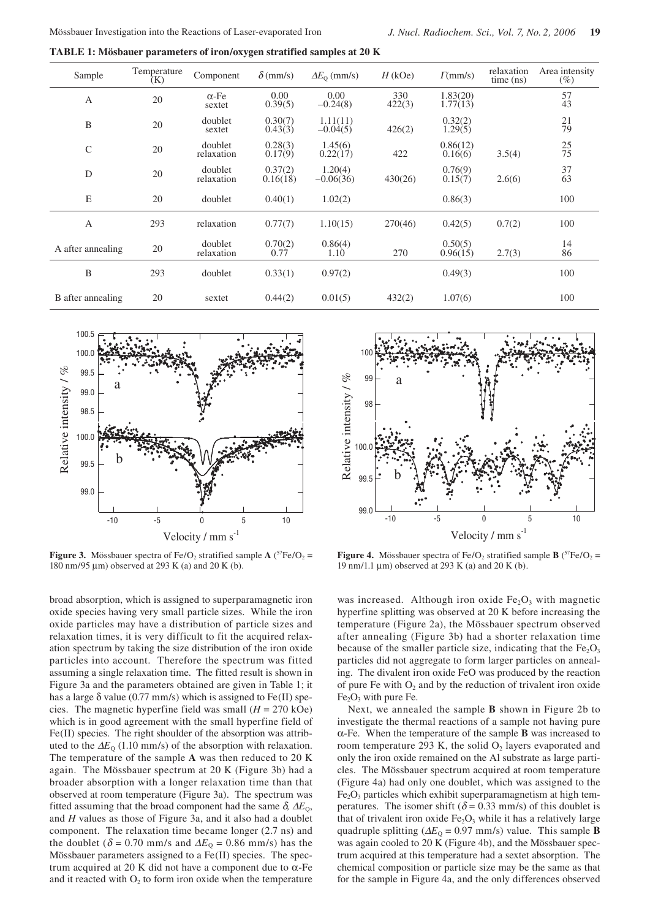**TABLE 1: Mösbauer parameters of iron/oxygen stratified samples at 20 K**

| Sample | Temperature (K) | Component | $\delta$ (mm/s) | $\Delta E_Q$ (mm/s) | $H$ (kOe) | $\Gamma$(mm/s) | relaxation time (ns) | Area intensity (%) |
|---|---|---|---|---|---|---|---|---|
| A | 20 | $\alpha$-Fe<br>sextet | 0.00<br>0.39(5) | 0.00<br>−0.24(8) | 330<br>422(3) | 1.83(20)<br>1.77(13) | | 57<br>43 |
| B | 20 | doublet<br>sextet | 0.30(7)<br>0.43(3) | 1.11(11)<br>−0.04(5) | 426(2) | 0.32(2)<br>1.29(5) | | 21<br>79 |
| C | 20 | doublet<br>relaxation | 0.28(3)<br>0.17(9) | 1.45(6)<br>0.22(17) | 422 | 0.86(12)<br>0.16(6) | 3.5(4) | 25<br>75 |
| D | 20 | doublet<br>relaxation | 0.37(2)<br>0.16(18) | 1.20(4)<br>−0.06(36) | 430(26) | 0.76(9)<br>0.15(7) | 2.6(6) | 37<br>63 |
| E | 20 | doublet | 0.40(1) | 1.02(2) | | 0.86(3) | | 100 |
| A | 293 | relaxation | 0.77(7) | 1.10(15) | 270(46) | 0.42(5) | 0.7(2) | 100 |
| A after annealing | 20 | doublet<br>relaxation | 0.70(2)<br>0.77 | 0.86(4)<br>1.10 | 270 | 0.50(5)<br>0.96(15) | 2.7(3) | 14<br>86 |
| B | 293 | doublet | 0.33(1) | 0.97(2) | | 0.49(3) | | 100 |
| B after annealing | 20 | sextet | 0.44(2) | 0.01(5) | 432(2) | 1.07(6) | | 100 |

**Figure 3.** Mössbauer spectra of $Fe/O_2$ stratified sample **A** ($^{57}Fe/O_2$ = 180 nm/95 μm) observed at 293 K (a) and 20 K (b).

**Figure 4.** Mössbauer spectra of $Fe/O_2$ stratified sample **B** ($^{57}Fe/O_2$ = 19 nm/1.1 μm) observed at 293 K (a) and 20 K (b).

broad absorption, which is assigned to superparamagnetic iron oxide species having very small particle sizes. While the iron oxide particles may have a distribution of particle sizes and relaxation times, it is very difficult to fit the acquired relaxation spectrum by taking the size distribution of the iron oxide particles into account. Therefore the spectrum was fitted assuming a single relaxation time. The fitted result is shown in Figure 3a and the parameters obtained are given in Table 1; it has a large $\delta$ value (0.77 mm/s) which is assigned to Fe(II) species. The magnetic hyperfine field was small ($H$ = 270 kOe) which is in good agreement with the small hyperfine field of Fe(II) species. The right shoulder of the absorption was attributed to the $\Delta E_Q$ (1.10 mm/s) of the absorption with relaxation. The temperature of the sample **A** was then reduced to 20 K again. The Mössbauer spectrum at 20 K (Figure 3b) had a broader absorption with a longer relaxation time than that observed at room temperature (Figure 3a). The spectrum was fitted assuming that the broad component had the same $\delta$, $\Delta E_Q$, and $H$ values as those of Figure 3a, and it also had a doublet component. The relaxation time became longer (2.7 ns) and the doublet ($\delta$ = 0.70 mm/s and $\Delta E_Q$ = 0.86 mm/s) has the Mössbauer parameters assigned to a Fe(II) species. The spectrum acquired at 20 K did not have a component due to $\alpha$-Fe and it reacted with $O_2$ to form iron oxide when the temperature was increased. Although iron oxide $Fe_2O_3$ with magnetic hyperfine splitting was observed at 20 K before increasing the temperature (Figure 2a), the Mössbauer spectrum observed after annealing (Figure 3b) had a shorter relaxation time because of the smaller particle size, indicating that the $Fe_2O_3$ particles did not aggregate to form larger particles on annealing. The divalent iron oxide FeO was produced by the reaction of pure Fe with $O_2$ and by the reduction of trivalent iron oxide $Fe_2O_3$ with pure Fe.

Next, we annealed the sample **B** shown in Figure 2b to investigate the thermal reactions of a sample not having pure $\alpha$-Fe. When the temperature of the sample **B** was increased to room temperature 293 K, the solid $O_2$ layers evaporated and only the iron oxide remained on the Al substrate as large particles. The Mössbauer spectrum acquired at room temperature (Figure 4a) had only one doublet, which was assigned to the $Fe_2O_3$ particles which exhibit superparamagnetism at high temperatures. The isomer shift ($\delta$ = 0.33 mm/s) of this doublet is that of trivalent iron oxide $Fe_2O_3$ while it has a relatively large quadruple splitting ($\Delta E_Q$ = 0.97 mm/s) value. This sample **B** was again cooled to 20 K (Figure 4b), and the Mössbauer spectrum acquired at this temperature had a sextet absorption. The chemical composition or particle size may be the same as that for the sample in Figure 4a, and the only differences observed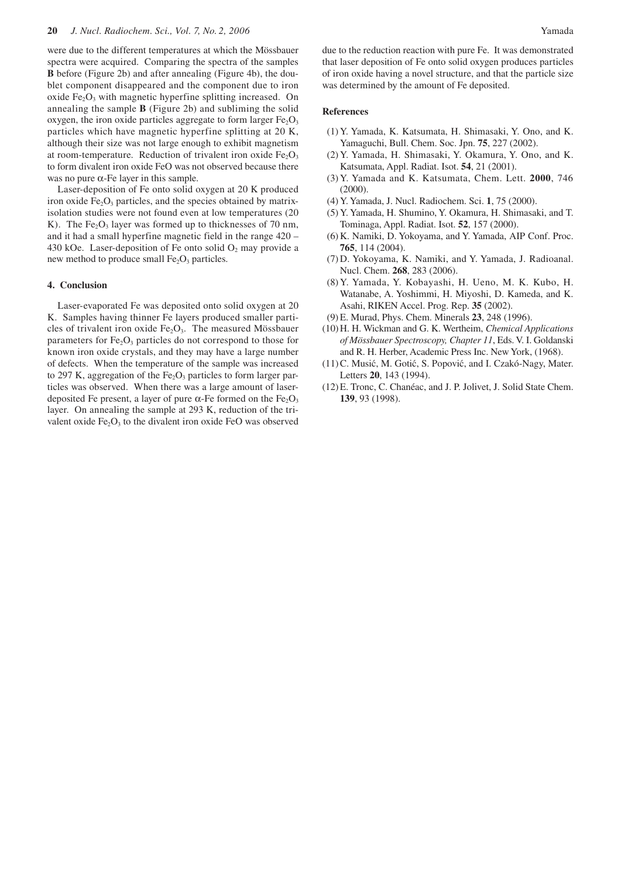were due to the different temperatures at which the Mössbauer spectra were acquired. Comparing the spectra of the samples **B** before (Figure 2b) and after annealing (Figure 4b), the doublet component disappeared and the component due to iron oxide $Fe_2O_3$ with magnetic hyperfine splitting increased. On annealing the sample **B** (Figure 2b) and subliming the solid oxygen, the iron oxide particles aggregate to form larger $Fe_2O_3$ particles which have magnetic hyperfine splitting at 20 K, although their size was not large enough to exhibit magnetism at room-temperature. Reduction of trivalent iron oxide $Fe_2O_3$ to form divalent iron oxide FeO was not observed because there was no pure $\alpha$-Fe layer in this sample.

Laser-deposition of Fe onto solid oxygen at 20 K produced iron oxide $Fe_2O_3$ particles, and the species obtained by matrix-isolation studies were not found even at low temperatures (20 K). The $Fe_2O_3$ layer was formed up to thicknesses of 70 nm, and it had a small hyperfine magnetic field in the range 420 – 430 kOe. Laser-deposition of Fe onto solid $O_2$ may provide a new method to produce small $Fe_2O_3$ particles.

## 4. Conclusion

Laser-evaporated Fe was deposited onto solid oxygen at 20 K. Samples having thinner Fe layers produced smaller particles of trivalent iron oxide $Fe_2O_3$. The measured Mössbauer parameters for $Fe_2O_3$ particles do not correspond to those for known iron oxide crystals, and they may have a large number of defects. When the temperature of the sample was increased to 297 K, aggregation of the $Fe_2O_3$ particles to form larger particles was observed. When there was a large amount of laser-deposited Fe present, a layer of pure $\alpha$-Fe formed on the $Fe_2O_3$ layer. On annealing the sample at 293 K, reduction of the trivalent oxide $Fe_2O_3$ to the divalent iron oxide FeO was observed due to the reduction reaction with pure Fe. It was demonstrated that laser deposition of Fe onto solid oxygen produces particles of iron oxide having a novel structure, and that the particle size was determined by the amount of Fe deposited.

## References

(1) Y. Yamada, K. Katsumata, H. Shimasaki, Y. Ono, and K. Yamaguchi, Bull. Chem. Soc. Jpn. **75**, 227 (2002).
(2) Y. Yamada, H. Shimasaki, Y. Okamura, Y. Ono, and K. Katsumata, Appl. Radiat. Isot. **54**, 21 (2001).
(3) Y. Yamada and K. Katsumata, Chem. Lett. **2000**, 746 (2000).
(4) Y. Yamada, J. Nucl. Radiochem. Sci. **1**, 75 (2000).
(5) Y. Yamada, H. Shumino, Y. Okamura, H. Shimasaki, and T. Tominaga, Appl. Radiat. Isot. **52**, 157 (2000).
(6) K. Namiki, D. Yokoyama, and Y. Yamada, AIP Conf. Proc. **765**, 114 (2004).
(7) D. Yokoyama, K. Namiki, and Y. Yamada, J. Radioanal. Nucl. Chem. **268**, 283 (2006).
(8) Y. Yamada, Y. Kobayashi, H. Ueno, M. K. Kubo, H. Watanabe, A. Yoshimmi, H. Miyoshi, D. Kameda, and K. Asahi, RIKEN Accel. Prog. Rep. **35** (2002).
(9) E. Murad, Phys. Chem. Minerals **23**, 248 (1996).
(10) H. H. Wickman and G. K. Wertheim, *Chemical Applications of Mössbauer Spectroscopy, Chapter 11*, Eds. V. I. Goldanski and R. H. Herber, Academic Press Inc. New York, (1968).
(11) C. Musić, M. Gotić, S. Popović, and I. Czakó-Nagy, Mater. Letters **20**, 143 (1994).
(12) E. Tronc, C. Chanéac, and J. P. Jolivet, J. Solid State Chem. **139**, 93 (1998).